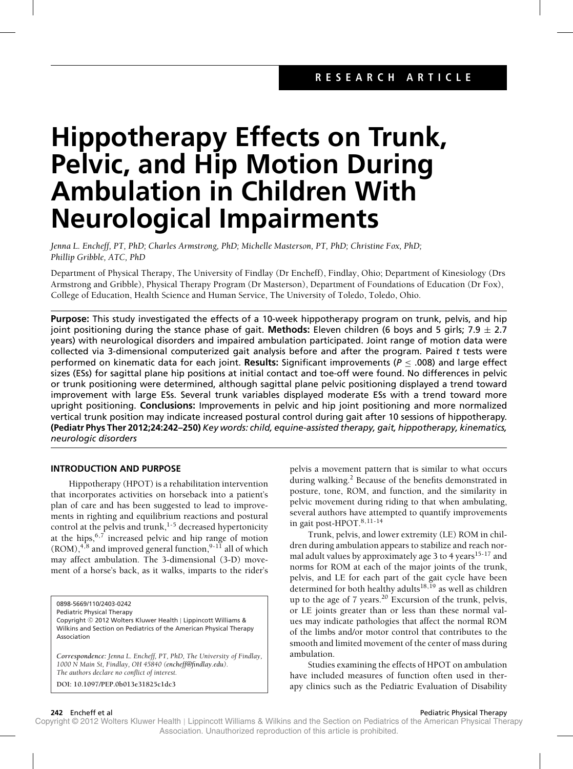RESEARCH ARTICLE

# Hippotherapy Effects on Trunk, Pelvic, and Hip Motion During Ambulation in Children With Neurological Impairments

*Jenna L. Encheff, PT, PhD; Charles Armstrong, PhD; Michelle Masterson, PT, PhD; Christine Fox, PhD; Phillip Gribble, ATC, PhD*

Department of Physical Therapy, The University of Findlay (Dr Encheff), Findlay, Ohio; Department of Kinesiology (Drs Armstrong and Gribble), Physical Therapy Program (Dr Masterson), Department of Foundations of Education (Dr Fox), College of Education, Health Science and Human Service, The University of Toledo, Toledo, Ohio.

**Purpose:** This study investigated the effects of a 10-week hippotherapy program on trunk, pelvis, and hip joint positioning during the stance phase of gait. **Methods:** Eleven children (6 boys and 5 girls; 7.9 ± 2.7 years) with neurological disorders and impaired ambulation participated. Joint range of motion data were collected via 3-dimensional computerized gait analysis before and after the program. Paired *t* tests were performed on kinematic data for each joint. **Results:** Significant improvements ($P \leq .008$) and large effect sizes (ESs) for sagittal plane hip positions at initial contact and toe-off were found. No differences in pelvic or trunk positioning were determined, although sagittal plane pelvic positioning displayed a trend toward improvement with large ESs. Several trunk variables displayed moderate ESs with a trend toward more upright positioning. **Conclusions:** Improvements in pelvic and hip joint positioning and more normalized vertical trunk position may indicate increased postural control during gait after 10 sessions of hippotherapy. **(Pediatr Phys Ther 2012;24:242–250)** *Key words: child, equine-assisted therapy, gait, hippotherapy, kinematics, neurologic disorders*

## INTRODUCTION AND PURPOSE

Hippotherapy (HPOT) is a rehabilitation intervention that incorporates activities on horseback into a patient's plan of care and has been suggested to lead to improvements in righting and equilibrium reactions and postural control at the pelvis and trunk,[1-5] decreased hypertonicity at the hips,[6,7] increased pelvic and hip range of motion (ROM),[4,8] and improved general function,[9-11] all of which may affect ambulation. The 3-dimensional (3-D) movement of a horse's back, as it walks, imparts to the rider's pelvis a movement pattern that is similar to what occurs during walking.[2] Because of the benefits demonstrated in posture, tone, ROM, and function, and the similarity in pelvic movement during riding to that when ambulating, several authors have attempted to quantify improvements in gait post-HPOT.[8,11-14]

Trunk, pelvis, and lower extremity (LE) ROM in children during ambulation appears to stabilize and reach normal adult values by approximately age 3 to 4 years[15-17] and norms for ROM at each of the major joints of the trunk, pelvis, and LE for each part of the gait cycle have been determined for both healthy adults[18,19] as well as children up to the age of 7 years.[20] Excursion of the trunk, pelvis, or LE joints greater than or less than these normal values may indicate pathologies that affect the normal ROM of the limbs and/or motor control that contributes to the smooth and limited movement of the center of mass during ambulation.

Studies examining the effects of HPOT on ambulation have included measures of function often used in therapy clinics such as the Pediatric Evaluation of Disability

0898-5669/110/2403-0242
Pediatric Physical Therapy
Copyright © 2012 Wolters Kluwer Health | Lippincott Williams & Wilkins and Section on Pediatrics of the American Physical Therapy Association

*Correspondence: Jenna L. Encheff, PT, PhD, The University of Findlay, 1000 N Main St, Findlay, OH 45840 (encheff@findlay.edu).*
*The authors declare no conflict of interest.*

DOI: 10.1097/PEP.0b013e31825c1dc3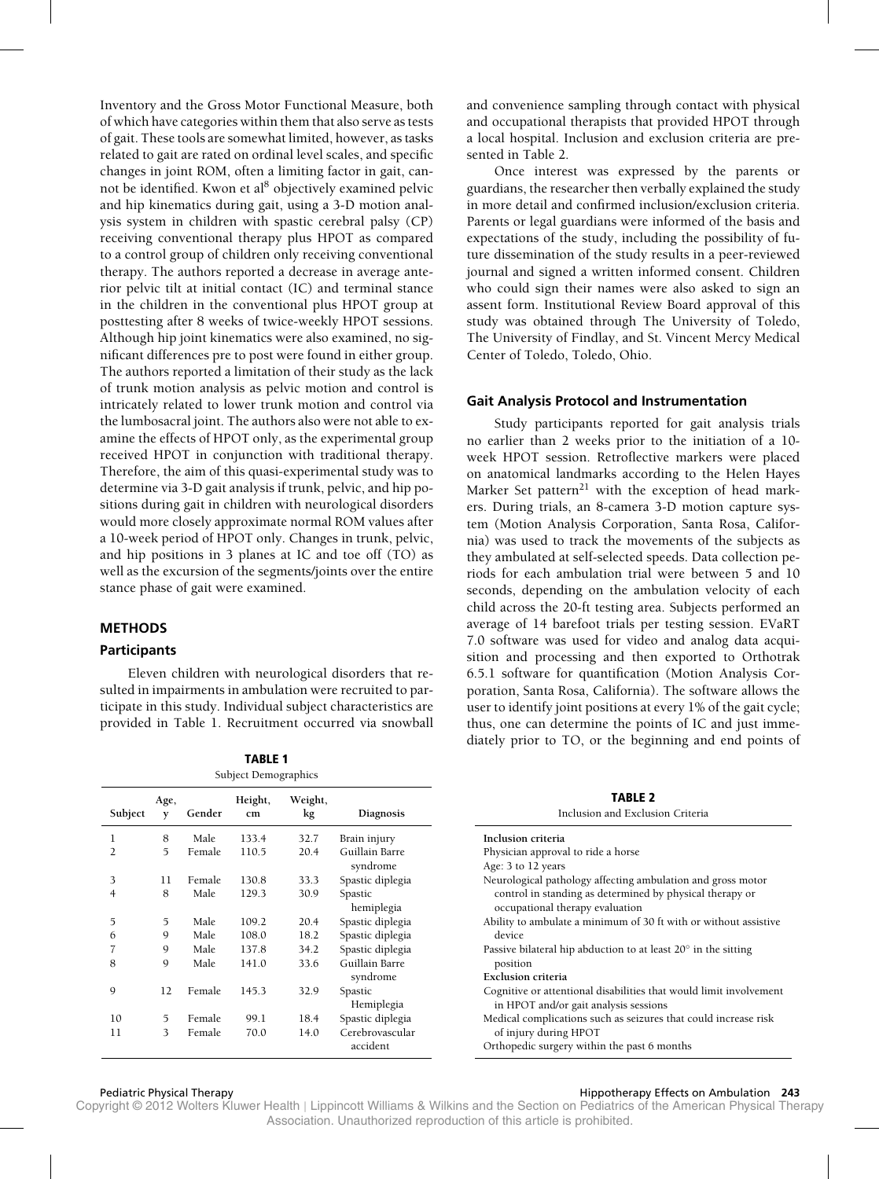Inventory and the Gross Motor Functional Measure, both of which have categories within them that also serve as tests of gait. These tools are somewhat limited, however, as tasks related to gait are rated on ordinal level scales, and specific changes in joint ROM, often a limiting factor in gait, cannot be identified. Kwon et al[8] objectively examined pelvic and hip kinematics during gait, using a 3-D motion analysis system in children with spastic cerebral palsy (CP) receiving conventional therapy plus HPOT as compared to a control group of children only receiving conventional therapy. The authors reported a decrease in average anterior pelvic tilt at initial contact (IC) and terminal stance in the children in the conventional plus HPOT group at posttesting after 8 weeks of twice-weekly HPOT sessions. Although hip joint kinematics were also examined, no significant differences pre to post were found in either group. The authors reported a limitation of their study as the lack of trunk motion analysis as pelvic motion and control is intricately related to lower trunk motion and control via the lumbosacral joint. The authors also were not able to examine the effects of HPOT only, as the experimental group received HPOT in conjunction with traditional therapy. Therefore, the aim of this quasi-experimental study was to determine via 3-D gait analysis if trunk, pelvic, and hip positions during gait in children with neurological disorders would more closely approximate normal ROM values after a 10-week period of HPOT only. Changes in trunk, pelvic, and hip positions in 3 planes at IC and toe off (TO) as well as the excursion of the segments/joints over the entire stance phase of gait were examined.

## METHODS

### Participants

Eleven children with neurological disorders that resulted in impairments in ambulation were recruited to participate in this study. Individual subject characteristics are provided in Table 1. Recruitment occurred via snowball and convenience sampling through contact with physical and occupational therapists that provided HPOT through a local hospital. Inclusion and exclusion criteria are presented in Table 2.

Once interest was expressed by the parents or guardians, the researcher then verbally explained the study in more detail and confirmed inclusion/exclusion criteria. Parents or legal guardians were informed of the basis and expectations of the study, including the possibility of future dissemination of the study results in a peer-reviewed journal and signed a written informed consent. Children who could sign their names were also asked to sign an assent form. Institutional Review Board approval of this study was obtained through The University of Toledo, The University of Findlay, and St. Vincent Mercy Medical Center of Toledo, Toledo, Ohio.

**TABLE 1**
Subject Demographics

| Subject | Age, y | Gender | Height, cm | Weight, kg | Diagnosis |
|---|---|---|---|---|---|
| 1 | 8 | Male | 133.4 | 32.7 | Brain injury |
| 2 | 5 | Female | 110.5 | 20.4 | Guillain Barre syndrome |
| 3 | 11 | Female | 130.8 | 33.3 | Spastic diplegia |
| 4 | 8 | Male | 129.3 | 30.9 | Spastic hemiplegia |
| 5 | 5 | Male | 109.2 | 20.4 | Spastic diplegia |
| 6 | 9 | Male | 108.0 | 18.2 | Spastic diplegia |
| 7 | 9 | Male | 137.8 | 34.2 | Spastic diplegia |
| 8 | 9 | Male | 141.0 | 33.6 | Guillain Barre syndrome |
| 9 | 12 | Female | 145.3 | 32.9 | Spastic Hemiplegia |
| 10 | 5 | Female | 99.1 | 18.4 | Spastic diplegia |
| 11 | 3 | Female | 70.0 | 14.0 | Cerebrovascular accident |

### Gait Analysis Protocol and Instrumentation

Study participants reported for gait analysis trials no earlier than 2 weeks prior to the initiation of a 10-week HPOT session. Retroflective markers were placed on anatomical landmarks according to the Helen Hayes Marker Set pattern[21] with the exception of head markers. During trials, an 8-camera 3-D motion capture system (Motion Analysis Corporation, Santa Rosa, California) was used to track the movements of the subjects as they ambulated at self-selected speeds. Data collection periods for each ambulation trial were between 5 and 10 seconds, depending on the ambulation velocity of each child across the 20-ft testing area. Subjects performed an average of 14 barefoot trials per testing session. EVaRT 7.0 software was used for video and analog data acquisition and processing and then exported to Orthotrak 6.5.1 software for quantification (Motion Analysis Corporation, Santa Rosa, California). The software allows the user to identify joint positions at every 1% of the gait cycle; thus, one can determine the points of IC and just immediately prior to TO, or the beginning and end points of

**TABLE 2**
Inclusion and Exclusion Criteria

| |
|---|
| **Inclusion criteria** |
| Physician approval to ride a horse |
| Age: 3 to 12 years |
| Neurological pathology affecting ambulation and gross motor control in standing as determined by physical therapy or occupational therapy evaluation |
| Ability to ambulate a minimum of 30 ft with or without assistive device |
| Passive bilateral hip abduction to at least 20° in the sitting position |
| **Exclusion criteria** |
| Cognitive or attentional disabilities that would limit involvement in HPOT and/or gait analysis sessions |
| Medical complications such as seizures that could increase risk of injury during HPOT |
| Orthopedic surgery within the past 6 months |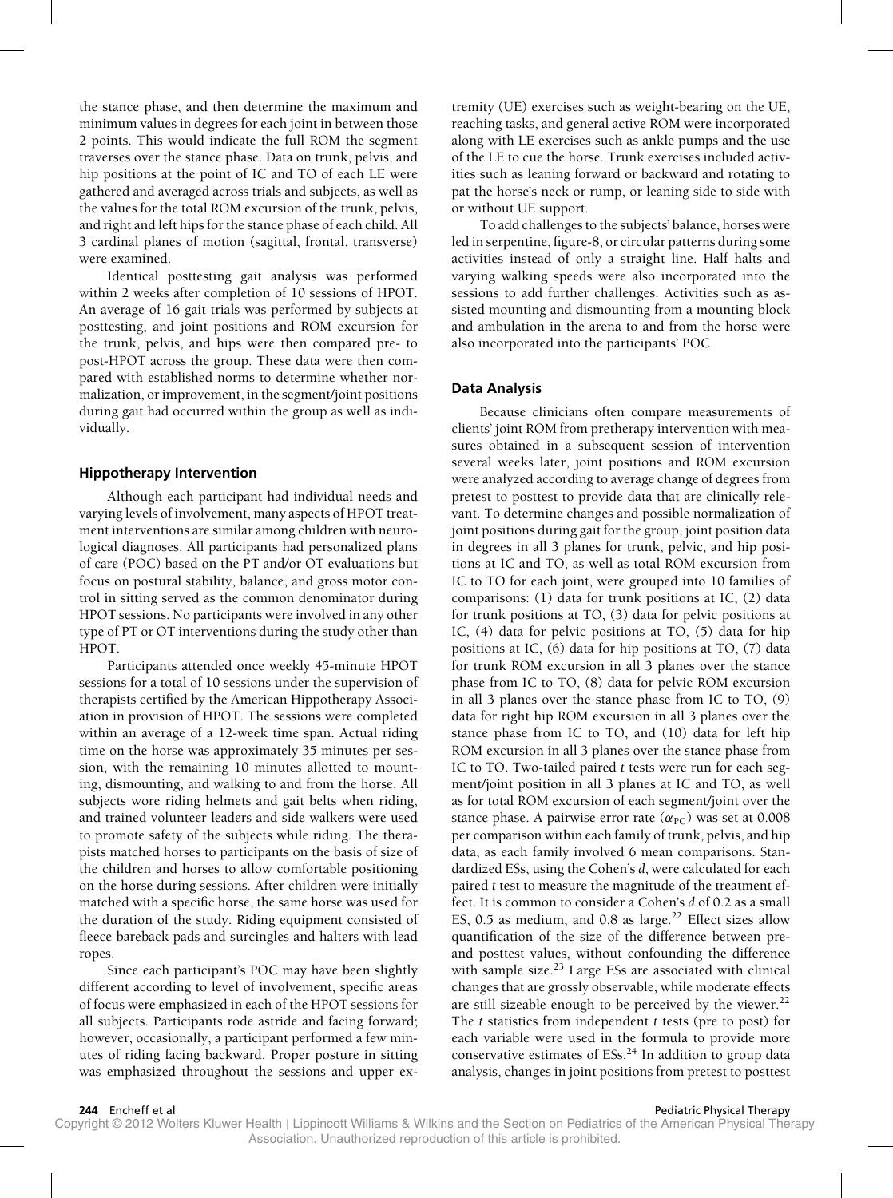the stance phase, and then determine the maximum and minimum values in degrees for each joint in between those 2 points. This would indicate the full ROM the segment traverses over the stance phase. Data on trunk, pelvis, and hip positions at the point of IC and TO of each LE were gathered and averaged across trials and subjects, as well as the values for the total ROM excursion of the trunk, pelvis, and right and left hips for the stance phase of each child. All 3 cardinal planes of motion (sagittal, frontal, transverse) were examined.

Identical posttesting gait analysis was performed within 2 weeks after completion of 10 sessions of HPOT. An average of 16 gait trials was performed by subjects at posttesting, and joint positions and ROM excursion for the trunk, pelvis, and hips were then compared pre- to post-HPOT across the group. These data were then compared with established norms to determine whether normalization, or improvement, in the segment/joint positions during gait had occurred within the group as well as individually.

### Hippotherapy Intervention

Although each participant had individual needs and varying levels of involvement, many aspects of HPOT treatment interventions are similar among children with neurological diagnoses. All participants had personalized plans of care (POC) based on the PT and/or OT evaluations but focus on postural stability, balance, and gross motor control in sitting served as the common denominator during HPOT sessions. No participants were involved in any other type of PT or OT interventions during the study other than HPOT.

Participants attended once weekly 45-minute HPOT sessions for a total of 10 sessions under the supervision of therapists certified by the American Hippotherapy Association in provision of HPOT. The sessions were completed within an average of a 12-week time span. Actual riding time on the horse was approximately 35 minutes per session, with the remaining 10 minutes allotted to mounting, dismounting, and walking to and from the horse. All subjects wore riding helmets and gait belts when riding, and trained volunteer leaders and side walkers were used to promote safety of the subjects while riding. The therapists matched horses to participants on the basis of size of the children and horses to allow comfortable positioning on the horse during sessions. After children were initially matched with a specific horse, the same horse was used for the duration of the study. Riding equipment consisted of fleece bareback pads and surcingles and halters with lead ropes.

Since each participant's POC may have been slightly different according to level of involvement, specific areas of focus were emphasized in each of the HPOT sessions for all subjects. Participants rode astride and facing forward; however, occasionally, a participant performed a few minutes of riding facing backward. Proper posture in sitting was emphasized throughout the sessions and upper extremity (UE) exercises such as weight-bearing on the UE, reaching tasks, and general active ROM were incorporated along with LE exercises such as ankle pumps and the use of the LE to cue the horse. Trunk exercises included activities such as leaning forward or backward and rotating to pat the horse's neck or rump, or leaning side to side with or without UE support.

To add challenges to the subjects' balance, horses were led in serpentine, figure-8, or circular patterns during some activities instead of only a straight line. Half halts and varying walking speeds were also incorporated into the sessions to add further challenges. Activities such as assisted mounting and dismounting from a mounting block and ambulation in the arena to and from the horse were also incorporated into the participants' POC.

### Data Analysis

Because clinicians often compare measurements of clients' joint ROM from pretherapy intervention with measures obtained in a subsequent session of intervention several weeks later, joint positions and ROM excursion were analyzed according to average change of degrees from pretest to posttest to provide data that are clinically relevant. To determine changes and possible normalization of joint positions during gait for the group, joint position data in degrees in all 3 planes for trunk, pelvic, and hip positions at IC and TO, as well as total ROM excursion from IC to TO for each joint, were grouped into 10 families of comparisons: (1) data for trunk positions at IC, (2) data for trunk positions at TO, (3) data for pelvic positions at IC, (4) data for pelvic positions at TO, (5) data for hip positions at IC, (6) data for hip positions at TO, (7) data for trunk ROM excursion in all 3 planes over the stance phase from IC to TO, (8) data for pelvic ROM excursion in all 3 planes over the stance phase from IC to TO, (9) data for right hip ROM excursion in all 3 planes over the stance phase from IC to TO, and (10) data for left hip ROM excursion in all 3 planes over the stance phase from IC to TO. Two-tailed paired *t* tests were run for each segment/joint position in all 3 planes at IC and TO, as well as for total ROM excursion of each segment/joint over the stance phase. A pairwise error rate ($\alpha_{PC}$) was set at 0.008 per comparison within each family of trunk, pelvis, and hip data, as each family involved 6 mean comparisons. Standardized ESs, using the Cohen's *d*, were calculated for each paired *t* test to measure the magnitude of the treatment effect. It is common to consider a Cohen's *d* of 0.2 as a small ES, 0.5 as medium, and 0.8 as large.[22] Effect sizes allow quantification of the size of the difference between pre- and posttest values, without confounding the difference with sample size.[23] Large ESs are associated with clinical changes that are grossly observable, while moderate effects are still sizeable enough to be perceived by the viewer.[22] The *t* statistics from independent *t* tests (pre to post) for each variable were used in the formula to provide more conservative estimates of ESs.[24] In addition to group data analysis, changes in joint positions from pretest to posttest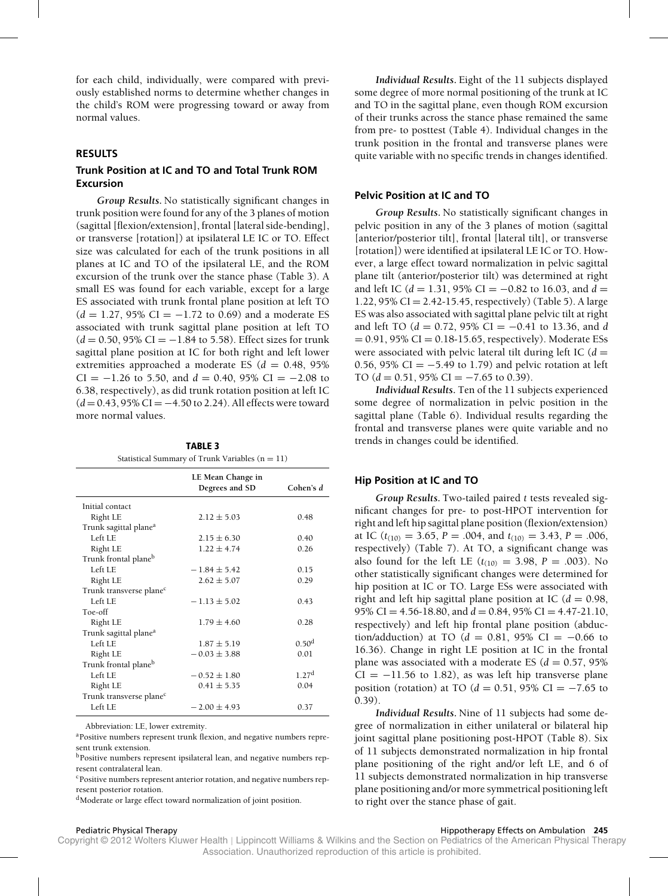for each child, individually, were compared with previously established norms to determine whether changes in the child's ROM were progressing toward or away from normal values.

## RESULTS

### Trunk Position at IC and TO and Total Trunk ROM Excursion

***Group Results.*** No statistically significant changes in trunk position were found for any of the 3 planes of motion (sagittal [flexion/extension], frontal [lateral side-bending], or transverse [rotation]) at ipsilateral LE IC or TO. Effect size was calculated for each of the trunk positions in all planes at IC and TO of the ipsilateral LE, and the ROM excursion of the trunk over the stance phase (Table 3). A small ES was found for each variable, except for a large ES associated with trunk frontal plane position at left TO ($d = 1.27$, 95% CI $= -1.72$ to 0.69) and a moderate ES associated with trunk sagittal plane position at left TO ($d = 0.50$, 95% CI $= -1.84$ to 5.58). Effect sizes for trunk sagittal plane position at IC for both right and left lower extremities approached a moderate ES ($d = 0.48$, 95% CI $= -1.26$ to 5.50, and $d = 0.40$, 95% CI $= -2.08$ to 6.38, respectively), as did trunk rotation position at left IC ($d = 0.43$, 95% CI $= -4.50$ to 2.24). All effects were toward more normal values.

**TABLE 3**
Statistical Summary of Trunk Variables ($n = 11$)

| | LE Mean Change in Degrees and SD | Cohen's *d* |
|---|---|---|
| Initial contact | | |
| Right LE | 2.12 ± 5.03 | 0.48 |
| Trunk sagittal plane[a] | | |
| Left LE | 2.15 ± 6.30 | 0.40 |
| Right LE | 1.22 ± 4.74 | 0.26 |
| Trunk frontal plane[b] | | |
| Left LE | −1.84 ± 5.42 | 0.15 |
| Right LE | 2.62 ± 5.07 | 0.29 |
| Trunk transverse plane[c] | | |
| Left LE | −1.13 ± 5.02 | 0.43 |
| Toe-off | | |
| Right LE | 1.79 ± 4.60 | 0.28 |
| Trunk sagittal plane[a] | | |
| Left LE | 1.87 ± 5.19 | 0.50[d] |
| Right LE | −0.03 ± 3.88 | 0.01 |
| Trunk frontal plane[b] | | |
| Left LE | −0.52 ± 1.80 | 1.27[d] |
| Right LE | 0.41 ± 5.35 | 0.04 |
| Trunk transverse plane[c] | | |
| Left LE | −2.00 ± 4.93 | 0.37 |

Abbreviation: LE, lower extremity.
[a]Positive numbers represent trunk flexion, and negative numbers represent trunk extension.
[b]Positive numbers represent ipsilateral lean, and negative numbers represent contralateral lean.
[c]Positive numbers represent anterior rotation, and negative numbers represent posterior rotation.
[d]Moderate or large effect toward normalization of joint position.

***Individual Results.*** Eight of the 11 subjects displayed some degree of more normal positioning of the trunk at IC and TO in the sagittal plane, even though ROM excursion of their trunks across the stance phase remained the same from pre- to posttest (Table 4). Individual changes in the trunk position in the frontal and transverse planes were quite variable with no specific trends in changes identified.

### Pelvic Position at IC and TO

***Group Results.*** No statistically significant changes in pelvic position in any of the 3 planes of motion (sagittal [anterior/posterior tilt], frontal [lateral tilt], or transverse [rotation]) were identified at ipsilateral LE IC or TO. However, a large effect toward normalization in pelvic sagittal plane tilt (anterior/posterior tilt) was determined at right and left IC ($d = 1.31$, 95% CI $= -0.82$ to 16.03, and $d = 1.22$, 95% CI $= 2.42$-15.45, respectively) (Table 5). A large ES was also associated with sagittal plane pelvic tilt at right and left TO ($d = 0.72$, 95% CI $= -0.41$ to 13.36, and $d = 0.91$, 95% CI $= 0.18$-15.65, respectively). Moderate ESs were associated with pelvic lateral tilt during left IC ($d = 0.56$, 95% CI $= -5.49$ to 1.79) and pelvic rotation at left TO ($d = 0.51$, 95% CI $= -7.65$ to 0.39).

***Individual Results.*** Ten of the 11 subjects experienced some degree of normalization in pelvic position in the sagittal plane (Table 6). Individual results regarding the frontal and transverse planes were quite variable and no trends in changes could be identified.

### Hip Position at IC and TO

***Group Results.*** Two-tailed paired *t* tests revealed significant changes for pre- to post-HPOT intervention for right and left hip sagittal plane position (flexion/extension) at IC ($t_{(10)} = 3.65$, $P = .004$, and $t_{(10)} = 3.43$, $P = .006$, respectively) (Table 7). At TO, a significant change was also found for the left LE ($t_{(10)} = 3.98$, $P = .003$). No other statistically significant changes were determined for hip position at IC or TO. Large ESs were associated with right and left hip sagittal plane position at IC ($d = 0.98$, 95% CI $= 4.56$-18.80, and $d = 0.84$, 95% CI $= 4.47$-21.10, respectively) and left hip frontal plane position (abduction/adduction) at TO ($d = 0.81$, 95% CI $= -0.66$ to 16.36). Change in right LE position at IC in the frontal plane was associated with a moderate ES ($d = 0.57$, 95% CI $= -11.56$ to 1.82), as was left hip transverse plane position (rotation) at TO ($d = 0.51$, 95% CI $= -7.65$ to 0.39).

***Individual Results.*** Nine of 11 subjects had some degree of normalization in either unilateral or bilateral hip joint sagittal plane positioning post-HPOT (Table 8). Six of 11 subjects demonstrated normalization in hip frontal plane positioning of the right and/or left LE, and 6 of 11 subjects demonstrated normalization in hip transverse plane positioning and/or more symmetrical positioning left to right over the stance phase of gait.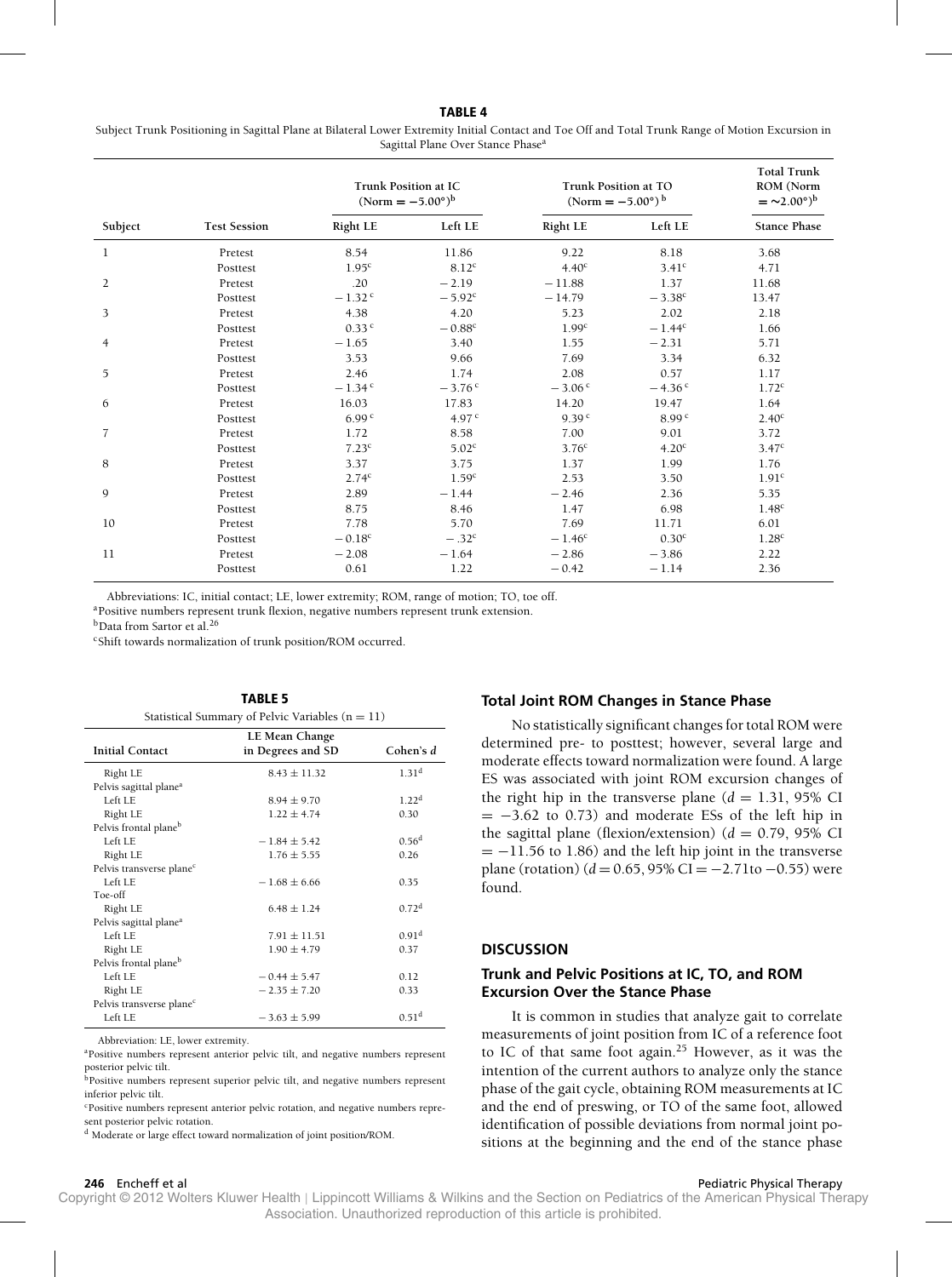**TABLE 4**

Subject Trunk Positioning in Sagittal Plane at Bilateral Lower Extremity Initial Contact and Toe Off and Total Trunk Range of Motion Excursion in Sagittal Plane Over Stance Phase[a]

| | | Trunk Position at IC (Norm = −5.00°)[b] | | Trunk Position at TO (Norm = −5.00°)[b] | | Total Trunk ROM (Norm = ~2.00°)[b] |
|---|---|---|---|---|---|---|
| Subject | Test Session | Right LE | Left LE | Right LE | Left LE | Stance Phase |
| 1 | Pretest | 8.54 | 11.86 | 9.22 | 8.18 | 3.68 |
| | Posttest | 1.95[c] | 8.12[c] | 4.40[c] | 3.41[c] | 4.71 |
| 2 | Pretest | .20 | −2.19 | −11.88 | 1.37 | 11.68 |
| | Posttest | −1.32[c] | −5.92[c] | −14.79 | −3.38[c] | 13.47 |
| 3 | Pretest | 4.38 | 4.20 | 5.23 | 2.02 | 2.18 |
| | Posttest | 0.33[c] | −0.88[c] | 1.99[c] | −1.44[c] | 1.66 |
| 4 | Pretest | −1.65 | 3.40 | 1.55 | −2.31 | 5.71 |
| | Posttest | 3.53 | 9.66 | 7.69 | 3.34 | 6.32 |
| 5 | Pretest | 2.46 | 1.74 | 2.08 | 0.57 | 1.17 |
| | Posttest | −1.34[c] | −3.76[c] | −3.06[c] | −4.36[c] | 1.72[c] |
| 6 | Pretest | 16.03 | 17.83 | 14.20 | 19.47 | 1.64 |
| | Posttest | 6.99[c] | 4.97[c] | 9.39[c] | 8.99[c] | 2.40[c] |
| 7 | Pretest | 1.72 | 8.58 | 7.00 | 9.01 | 3.72 |
| | Posttest | 7.23[c] | 5.02[c] | 3.76[c] | 4.20[c] | 3.47[c] |
| 8 | Pretest | 3.37 | 3.75 | 1.37 | 1.99 | 1.76 |
| | Posttest | 2.74[c] | 1.59[c] | 2.53 | 3.50 | 1.91[c] |
| 9 | Pretest | 2.89 | −1.44 | −2.46 | 2.36 | 5.35 |
| | Posttest | 8.75 | 8.46 | 1.47 | 6.98 | 1.48[c] |
| 10 | Pretest | 7.78 | 5.70 | 7.69 | 11.71 | 6.01 |
| | Posttest | −0.18[c] | −.32[c] | −1.46[c] | 0.30[c] | 1.28[c] |
| 11 | Pretest | −2.08 | −1.64 | −2.86 | −3.86 | 2.22 |
| | Posttest | 0.61 | 1.22 | −0.42 | −1.14 | 2.36 |

Abbreviations: IC, initial contact; LE, lower extremity; ROM, range of motion; TO, toe off.
[a]Positive numbers represent trunk flexion, negative numbers represent trunk extension.
[b]Data from Sartor et al.[26]
[c]Shift towards normalization of trunk position/ROM occurred.

**TABLE 5**

Statistical Summary of Pelvic Variables (n = 11)

| Initial Contact | LE Mean Change in Degrees and SD | Cohen's *d* |
|---|---|---|
| Right LE | 8.43 ± 11.32 | 1.31[d] |
| Pelvis sagittal plane[a] | | |
| Left LE | 8.94 ± 9.70 | 1.22[d] |
| Right LE | 1.22 ± 4.74 | 0.30 |
| Pelvis frontal plane[b] | | |
| Left LE | −1.84 ± 5.42 | 0.56[d] |
| Right LE | 1.76 ± 5.55 | 0.26 |
| Pelvis transverse plane[c] | | |
| Left LE | −1.68 ± 6.66 | 0.35 |
| Toe-off | | |
| Right LE | 6.48 ± 1.24 | 0.72[d] |
| Pelvis sagittal plane[a] | | |
| Left LE | 7.91 ± 11.51 | 0.91[d] |
| Right LE | 1.90 ± 4.79 | 0.37 |
| Pelvis frontal plane[b] | | |
| Left LE | −0.44 ± 5.47 | 0.12 |
| Right LE | −2.35 ± 7.20 | 0.33 |
| Pelvis transverse plane[c] | | |
| Left LE | −3.63 ± 5.99 | 0.51[d] |

Abbreviation: LE, lower extremity.
[a]Positive numbers represent anterior pelvic tilt, and negative numbers represent posterior pelvic tilt.
[b]Positive numbers represent superior pelvic tilt, and negative numbers represent inferior pelvic tilt.
[c]Positive numbers represent anterior pelvic rotation, and negative numbers represent posterior pelvic rotation.
[d] Moderate or large effect toward normalization of joint position/ROM.

### Total Joint ROM Changes in Stance Phase

No statistically significant changes for total ROM were determined pre- to posttest; however, several large and moderate effects toward normalization were found. A large ES was associated with joint ROM excursion changes of the right hip in the transverse plane ($d = 1.31$, 95% CI $= -3.62$ to 0.73) and moderate ESs of the left hip in the sagittal plane (flexion/extension) ($d = 0.79$, 95% CI $= -11.56$ to 1.86) and the left hip joint in the transverse plane (rotation) ($d = 0.65$, 95% CI $= -2.71$to $-0.55$) were found.

## DISCUSSION

### Trunk and Pelvic Positions at IC, TO, and ROM Excursion Over the Stance Phase

It is common in studies that analyze gait to correlate measurements of joint position from IC of a reference foot to IC of that same foot again.[25] However, as it was the intention of the current authors to analyze only the stance phase of the gait cycle, obtaining ROM measurements at IC and the end of preswing, or TO of the same foot, allowed identification of possible deviations from normal joint positions at the beginning and the end of the stance phase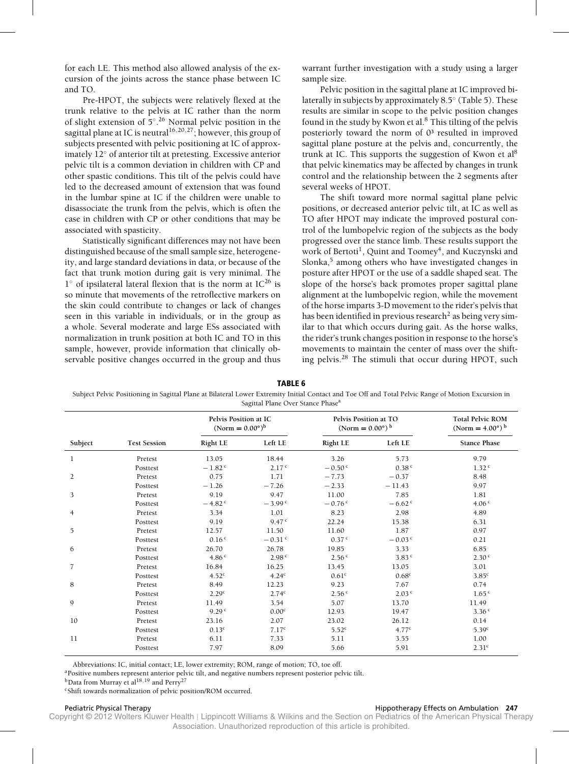for each LE. This method also allowed analysis of the excursion of the joints across the stance phase between IC and TO.

Pre-HPOT, the subjects were relatively flexed at the trunk relative to the pelvis at IC rather than the norm of slight extension of 5°.[26] Normal pelvic position in the sagittal plane at IC is neutral[16,20,27]; however, this group of subjects presented with pelvic positioning at IC of approximately 12° of anterior tilt at pretesting. Excessive anterior pelvic tilt is a common deviation in children with CP and other spastic conditions. This tilt of the pelvis could have led to the decreased amount of extension that was found in the lumbar spine at IC if the children were unable to disassociate the trunk from the pelvis, which is often the case in children with CP or other conditions that may be associated with spasticity.

Statistically significant differences may not have been distinguished because of the small sample size, heterogeneity, and large standard deviations in data, or because of the fact that trunk motion during gait is very minimal. The 1° of ipsilateral lateral flexion that is the norm at IC[26] is so minute that movements of the retroflective markers on the skin could contribute to changes or lack of changes seen in this variable in individuals, or in the group as a whole. Several moderate and large ESs associated with normalization in trunk position at both IC and TO in this sample, however, provide information that clinically observable positive changes occurred in the group and thus warrant further investigation with a study using a larger sample size.

Pelvic position in the sagittal plane at IC improved bilaterally in subjects by approximately 8.5° (Table 5). These results are similar in scope to the pelvic position changes found in the study by Kwon et al.[8] This tilting of the pelvis posteriorly toward the norm of 0³ resulted in improved sagittal plane posture at the pelvis and, concurrently, the trunk at IC. This supports the suggestion of Kwon et al[8] that pelvic kinematics may be affected by changes in trunk control and the relationship between the 2 segments after several weeks of HPOT.

The shift toward more normal sagittal plane pelvic positions, or decreased anterior pelvic tilt, at IC as well as TO after HPOT may indicate the improved postural control of the lumbopelvic region of the subjects as the body progressed over the stance limb. These results support the work of Bertoti[1], Quint and Toomey[4], and Kuczynski and Slonka,[5] among others who have investigated changes in posture after HPOT or the use of a saddle shaped seat. The slope of the horse's back promotes proper sagittal plane alignment at the lumbopelvic region, while the movement of the horse imparts 3-D movement to the rider's pelvis that has been identified in previous research[2] as being very similar to that which occurs during gait. As the horse walks, the rider's trunk changes position in response to the horse's movements to maintain the center of mass over the shifting pelvis.[28] The stimuli that occur during HPOT, such

**TABLE 6**

Subject Pelvic Positioning in Sagittal Plane at Bilateral Lower Extremity Initial Contact and Toe Off and Total Pelvic Range of Motion Excursion in Sagittal Plane Over Stance Phase[a]

| | | Pelvis Position at IC (Norm = 0.00°)[b] | | Pelvis Position at TO (Norm = 0.00°)[b] | | Total Pelvic ROM (Norm = 4.00°)[b] |
|---|---|---|---|---|---|---|
| Subject | Test Session | Right LE | Left LE | Right LE | Left LE | Stance Phase |
| 1 | Pretest | 13.05 | 18.44 | 3.26 | 5.73 | 9.79 |
| | Posttest | −1.82[c] | 2.17[c] | −0.50[c] | 0.38[c] | 1.32[c] |
| 2 | Pretest | 0.75 | 1.71 | −7.73 | −0.37 | 8.48 |
| | Posttest | −1.26 | −7.26 | −2.33 | −11.43 | 9.97 |
| 3 | Pretest | 9.19 | 9.47 | 11.00 | 7.85 | 1.81 |
| | Posttest | −4.82[c] | −3.99[c] | −0.76[c] | −6.62[c] | 4.06[c] |
| 4 | Pretest | 3.34 | 1.01 | 8.23 | 2.98 | 4.89 |
| | Posttest | 9.19 | 9.47[c] | 22.24 | 15.38 | 6.31 |
| 5 | Pretest | 12.57 | 11.50 | 11.60 | 1.87 | 0.97 |
| | Posttest | 0.16[c] | −0.31[c] | 0.37[c] | −0.03[c] | 0.21 |
| 6 | Pretest | 26.70 | 26.78 | 19.85 | 3.33 | 6.85 |
| | Posttest | 4.86[c] | 2.98[c] | 2.56[c] | 3.83[c] | 2.30[c] |
| 7 | Pretest | 16.84 | 16.25 | 13.45 | 13.05 | 3.01 |
| | Posttest | 4.52[c] | 4.24[c] | 0.61[c] | 0.68[c] | 3.85[c] |
| 8 | Pretest | 8.49 | 12.23 | 9.23 | 7.67 | 0.74 |
| | Posttest | 2.29[c] | 2.74[c] | 2.56[c] | 2.03[c] | 1.65[c] |
| 9 | Pretest | 11.49 | 3.54 | 5.07 | 13.70 | 11.49 |
| | Posttest | 9.29[c] | 0.00[c] | 12.93 | 19.47 | 3.36[c] |
| 10 | Pretest | 23.16 | 2.07 | 23.02 | 26.12 | 0.14 |
| | Posttest | 0.13[c] | 7.17[c] | 5.52[c] | 4.77[c] | 5.39[c] |
| 11 | Pretest | 6.11 | 7.33 | 5.11 | 3.55 | 1.00 |
| | Posttest | 7.97 | 8.09 | 5.66 | 5.91 | 2.31[c] |

Abbreviations: IC, initial contact; LE, lower extremity; ROM, range of motion; TO, toe off.

[a]Positive numbers represent anterior pelvic tilt, and negative numbers represent posterior pelvic tilt.

[b]Data from Murray et al[18,19] and Perry[27]

[c]Shift towards normalization of pelvic position/ROM occurred.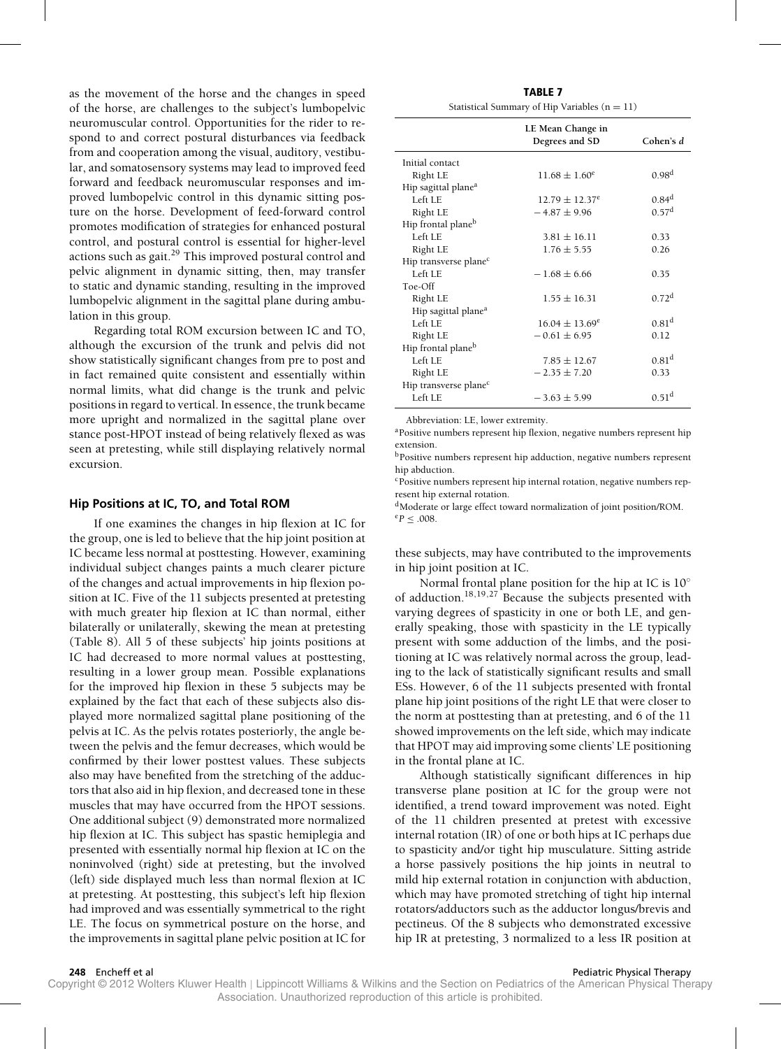as the movement of the horse and the changes in speed of the horse, are challenges to the subject's lumbopelvic neuromuscular control. Opportunities for the rider to respond to and correct postural disturbances via feedback from and cooperation among the visual, auditory, vestibular, and somatosensory systems may lead to improved feed forward and feedback neuromuscular responses and improved lumbopelvic control in this dynamic sitting posture on the horse. Development of feed-forward control promotes modification of strategies for enhanced postural control, and postural control is essential for higher-level actions such as gait.[29] This improved postural control and pelvic alignment in dynamic sitting, then, may transfer to static and dynamic standing, resulting in the improved lumbopelvic alignment in the sagittal plane during ambulation in this group.

Regarding total ROM excursion between IC and TO, although the excursion of the trunk and pelvis did not show statistically significant changes from pre to post and in fact remained quite consistent and essentially within normal limits, what did change is the trunk and pelvic positions in regard to vertical. In essence, the trunk became more upright and normalized in the sagittal plane over stance post-HPOT instead of being relatively flexed as was seen at pretesting, while still displaying relatively normal excursion.

### Hip Positions at IC, TO, and Total ROM

If one examines the changes in hip flexion at IC for the group, one is led to believe that the hip joint position at IC became less normal at posttesting. However, examining individual subject changes paints a much clearer picture of the changes and actual improvements in hip flexion position at IC. Five of the 11 subjects presented at pretesting with much greater hip flexion at IC than normal, either bilaterally or unilaterally, skewing the mean at pretesting (Table 8). All 5 of these subjects' hip joints positions at IC had decreased to more normal values at posttesting, resulting in a lower group mean. Possible explanations for the improved hip flexion in these 5 subjects may be explained by the fact that each of these subjects also displayed more normalized sagittal plane positioning of the pelvis at IC. As the pelvis rotates posteriorly, the angle between the pelvis and the femur decreases, which would be confirmed by their lower posttest values. These subjects also may have benefited from the stretching of the adductors that also aid in hip flexion, and decreased tone in these muscles that may have occurred from the HPOT sessions. One additional subject (9) demonstrated more normalized hip flexion at IC. This subject has spastic hemiplegia and presented with essentially normal hip flexion at IC on the noninvolved (right) side at pretesting, but the involved (left) side displayed much less than normal flexion at IC at pretesting. At posttesting, this subject's left hip flexion had improved and was essentially symmetrical to the right LE. The focus on symmetrical posture on the horse, and the improvements in sagittal plane pelvic position at IC for these subjects, may have contributed to the improvements in hip joint position at IC.

**TABLE 7**
Statistical Summary of Hip Variables (n = 11)

| | LE Mean Change in Degrees and SD | Cohen's *d* |
|---|---|---|
| Initial contact | | |
| Right LE | 11.68 ± 1.60[e] | 0.98[d] |
| Hip sagittal plane[a] | | |
| Left LE | 12.79 ± 12.37[e] | 0.84[d] |
| Right LE | −4.87 ± 9.96 | 0.57[d] |
| Hip frontal plane[b] | | |
| Left LE | 3.81 ± 16.11 | 0.33 |
| Right LE | 1.76 ± 5.55 | 0.26 |
| Hip transverse plane[c] | | |
| Left LE | −1.68 ± 6.66 | 0.35 |
| Toe-Off | | |
| Right LE | 1.55 ± 16.31 | 0.72[d] |
| Hip sagittal plane[a] | | |
| Left LE | 16.04 ± 13.69[e] | 0.81[d] |
| Right LE | −0.61 ± 6.95 | 0.12 |
| Hip frontal plane[b] | | |
| Left LE | 7.85 ± 12.67 | 0.81[d] |
| Right LE | −2.35 ± 7.20 | 0.33 |
| Hip transverse plane[c] | | |
| Left LE | −3.63 ± 5.99 | 0.51[d] |

Abbreviation: LE, lower extremity.
[a]Positive numbers represent hip flexion, negative numbers represent hip extension.
[b]Positive numbers represent hip adduction, negative numbers represent hip abduction.
[c]Positive numbers represent hip internal rotation, negative numbers represent hip external rotation.
[d]Moderate or large effect toward normalization of joint position/ROM.
[e]$P \leq .008$.

Normal frontal plane position for the hip at IC is 10° of adduction.[18,19,27] Because the subjects presented with varying degrees of spasticity in one or both LE, and generally speaking, those with spasticity in the LE typically present with some adduction of the limbs, and the positioning at IC was relatively normal across the group, leading to the lack of statistically significant results and small ESs. However, 6 of the 11 subjects presented with frontal plane hip joint positions of the right LE that were closer to the norm at posttesting than at pretesting, and 6 of the 11 showed improvements on the left side, which may indicate that HPOT may aid improving some clients' LE positioning in the frontal plane at IC.

Although statistically significant differences in hip transverse plane position at IC for the group were not identified, a trend toward improvement was noted. Eight of the 11 children presented at pretest with excessive internal rotation (IR) of one or both hips at IC perhaps due to spasticity and/or tight hip musculature. Sitting astride a horse passively positions the hip joints in neutral to mild hip external rotation in conjunction with abduction, which may have promoted stretching of tight hip internal rotators/adductors such as the adductor longus/brevis and pectineus. Of the 8 subjects who demonstrated excessive hip IR at pretesting, 3 normalized to a less IR position at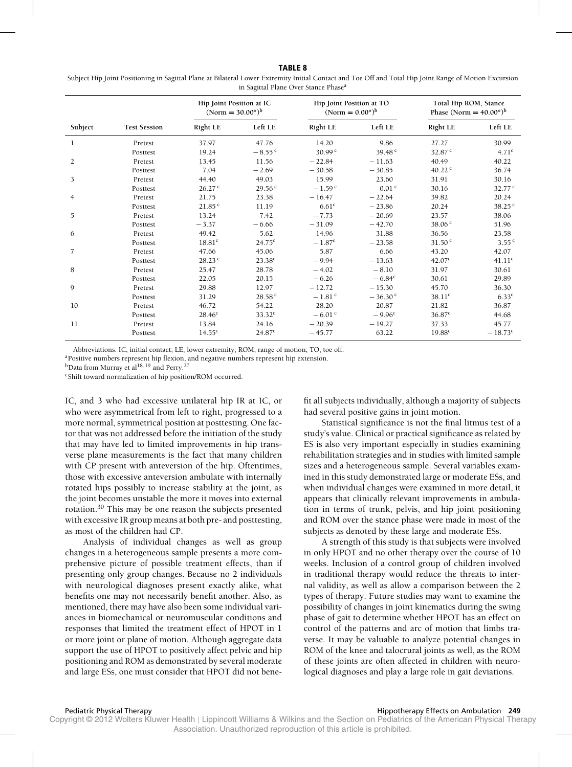**TABLE 8**

Subject Hip Joint Positioning in Sagittal Plane at Bilateral Lower Extremity Initial Contact and Toe Off and Total Hip Joint Range of Motion Excursion in Sagittal Plane Over Stance Phase[a]

| Subject | Test Session | Hip Joint Position at IC (Norm = 30.00°)[b] | | Hip Joint Position at TO (Norm = 0.00°)[b] | | Total Hip ROM, Stance Phase (Norm = 40.00°)[b] | |
|---|---|---|---|---|---|---|---|
| | | Right LE | Left LE | Right LE | Left LE | Right LE | Left LE |
| 1 | Pretest | 37.97 | 47.76 | 14.20 | 9.86 | 27.27 | 30.99 |
| | Posttest | 19.24 | −8.55[c] | 30.99[c] | 39.48[c] | 32.87[c] | 4.71[c] |
| 2 | Pretest | 13.45 | 11.56 | −22.84 | −11.63 | 40.49 | 40.22 |
| | Posttest | 7.04 | −2.69 | −30.58 | −30.85 | 40.22[c] | 36.74 |
| 3 | Pretest | 44.40 | 49.03 | 15.99 | 23.60 | 31.91 | 30.16 |
| | Posttest | 26.27[c] | 29.56[c] | −1.59[c] | 0.01[c] | 30.16 | 32.77[c] |
| 4 | Pretest | 21.75 | 23.38 | −16.47 | −22.64 | 39.82 | 20.24 |
| | Posttest | 21.85[c] | 11.19 | 6.61[c] | −23.86 | 20.24 | 38.25[c] |
| 5 | Pretest | 13.24 | 7.42 | −7.73 | −20.69 | 23.57 | 38.06 |
| | Posttest | −3.37 | −6.66 | −31.09 | −42.70 | 38.06[c] | 51.96 |
| 6 | Pretest | 49.42 | 5.62 | 14.96 | 31.88 | 36.56 | 23.58 |
| | Posttest | 18.81[c] | 24.75[c] | −1.87[c] | −23.58 | 31.50[c] | 3.55[c] |
| 7 | Pretest | 47.66 | 45.06 | 5.87 | 6.66 | 43.20 | 42.07 |
| | Posttest | 28.23[c] | 23.38[c] | −9.94 | −13.63 | 42.07[c] | 41.11[c] |
| 8 | Pretest | 25.47 | 28.78 | −4.02 | −8.10 | 31.97 | 30.61 |
| | Posttest | 22.05 | 20.15 | −6.26 | −6.84[c] | 30.61 | 29.89 |
| 9 | Pretest | 29.88 | 12.97 | −12.72 | −15.30 | 45.70 | 36.30 |
| | Posttest | 31.29 | 28.58[c] | −1.81[c] | −36.30[c] | 38.11[c] | 6.33[c] |
| 10 | Pretest | 46.72 | 54.22 | 28.20 | 20.87 | 21.82 | 36.87 |
| | Posttest | 28.46[c] | 33.32[c] | −6.01[c] | −9.96[c] | 36.87[c] | 44.68 |
| 11 | Pretest | 13.84 | 24.16 | −20.39 | −19.27 | 37.33 | 45.77 |
| | Posttest | 14.55[c] | 24.87[c] | −45.77 | 63.22 | 19.88[c] | −18.73[c] |

Abbreviations: IC, initial contact; LE, lower extremity; ROM, range of motion; TO, toe off.

[a]Positive numbers represent hip flexion, and negative numbers represent hip extension.

[b]Data from Murray et al[18,19] and Perry.[27]

[c]Shift toward normalization of hip position/ROM occurred.

IC, and 3 who had excessive unilateral hip IR at IC, or who were asymmetrical from left to right, progressed to a more normal, symmetrical position at posttesting. One factor that was not addressed before the initiation of the study that may have led to limited improvements in hip transverse plane measurements is the fact that many children with CP present with anteversion of the hip. Oftentimes, those with excessive anteversion ambulate with internally rotated hips possibly to increase stability at the joint, as the joint becomes unstable the more it moves into external rotation.[30] This may be one reason the subjects presented with excessive IR group means at both pre- and posttesting, as most of the children had CP.

Analysis of individual changes as well as group changes in a heterogeneous sample presents a more comprehensive picture of possible treatment effects, than if presenting only group changes. Because no 2 individuals with neurological diagnoses present exactly alike, what benefits one may not necessarily benefit another. Also, as mentioned, there may have also been some individual variances in biomechanical or neuromuscular conditions and responses that limited the treatment effect of HPOT in 1 or more joint or plane of motion. Although aggregate data support the use of HPOT to positively affect pelvic and hip positioning and ROM as demonstrated by several moderate and large ESs, one must consider that HPOT did not benefit all subjects individually, although a majority of subjects had several positive gains in joint motion.

Statistical significance is not the final litmus test of a study's value. Clinical or practical significance as related by ES is also very important especially in studies examining rehabilitation strategies and in studies with limited sample sizes and a heterogeneous sample. Several variables examined in this study demonstrated large or moderate ESs, and when individual changes were examined in more detail, it appears that clinically relevant improvements in ambulation in terms of trunk, pelvis, and hip joint positioning and ROM over the stance phase were made in most of the subjects as denoted by these large and moderate ESs.

A strength of this study is that subjects were involved in only HPOT and no other therapy over the course of 10 weeks. Inclusion of a control group of children involved in traditional therapy would reduce the threats to internal validity, as well as allow a comparison between the 2 types of therapy. Future studies may want to examine the possibility of changes in joint kinematics during the swing phase of gait to determine whether HPOT has an effect on control of the patterns and arc of motion that limbs traverse. It may be valuable to analyze potential changes in ROM of the knee and talocrural joints as well, as the ROM of these joints are often affected in children with neurological diagnoses and play a large role in gait deviations.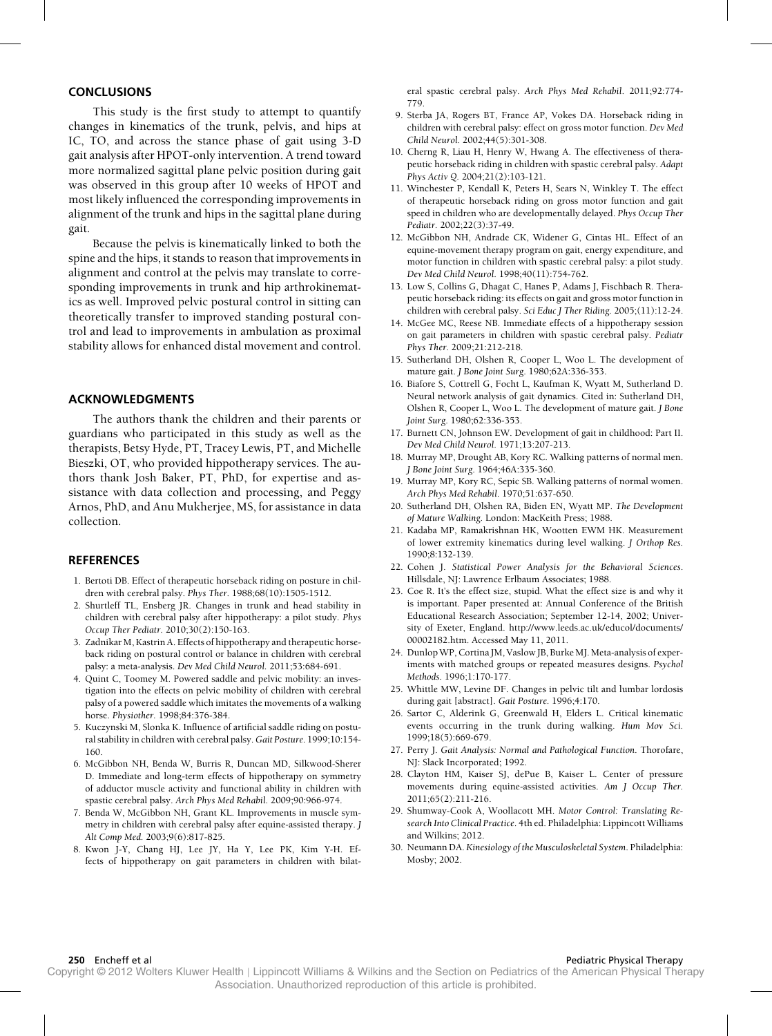## CONCLUSIONS

This study is the first study to attempt to quantify changes in kinematics of the trunk, pelvis, and hips at IC, TO, and across the stance phase of gait using 3-D gait analysis after HPOT-only intervention. A trend toward more normalized sagittal plane pelvic position during gait was observed in this group after 10 weeks of HPOT and most likely influenced the corresponding improvements in alignment of the trunk and hips in the sagittal plane during gait.

Because the pelvis is kinematically linked to both the spine and the hips, it stands to reason that improvements in alignment and control at the pelvis may translate to corresponding improvements in trunk and hip arthrokinematics as well. Improved pelvic postural control in sitting can theoretically transfer to improved standing postural control and lead to improvements in ambulation as proximal stability allows for enhanced distal movement and control.

## ACKNOWLEDGMENTS

The authors thank the children and their parents or guardians who participated in this study as well as the therapists, Betsy Hyde, PT, Tracey Lewis, PT, and Michelle Bieszki, OT, who provided hippotherapy services. The authors thank Josh Baker, PT, PhD, for expertise and assistance with data collection and processing, and Peggy Arnos, PhD, and Anu Mukherjee, MS, for assistance in data collection.

## REFERENCES

1. Bertoti DB. Effect of therapeutic horseback riding on posture in children with cerebral palsy. *Phys Ther*. 1988;68(10):1505-1512.
2. Shurtleff TL, Ensberg JR. Changes in trunk and head stability in children with cerebral palsy after hippotherapy: a pilot study. *Phys Occup Ther Pediatr*. 2010;30(2):150-163.
3. Zadnikar M, Kastrin A. Effects of hippotherapy and therapeutic horseback riding on postural control or balance in children with cerebral palsy: a meta-analysis. *Dev Med Child Neurol.* 2011;53:684-691.
4. Quint C, Toomey M. Powered saddle and pelvic mobility: an investigation into the effects on pelvic mobility of children with cerebral palsy of a powered saddle which imitates the movements of a walking horse. *Physiother.* 1998;84:376-384.
5. Kuczynski M, Slonka K. Influence of artificial saddle riding on postural stability in children with cerebral palsy. *Gait Posture.* 1999;10:154-160.
6. McGibbon NH, Benda W, Burris R, Duncan MD, Silkwood-Sherer D. Immediate and long-term effects of hippotherapy on symmetry of adductor muscle activity and functional ability in children with spastic cerebral palsy. *Arch Phys Med Rehabil.* 2009;90:966-974.
7. Benda W, McGibbon NH, Grant KL. Improvements in muscle symmetry in children with cerebral palsy after equine-assisted therapy. *J Alt Comp Med.* 2003;9(6):817-825.
8. Kwon J-Y, Chang HJ, Lee JY, Ha Y, Lee PK, Kim Y-H. Effects of hippotherapy on gait parameters in children with bilateral spastic cerebral palsy. *Arch Phys Med Rehabil*. 2011;92:774-779.
9. Sterba JA, Rogers BT, France AP, Vokes DA. Horseback riding in children with cerebral palsy: effect on gross motor function. *Dev Med Child Neurol.* 2002;44(5):301-308.
10. Cherng R, Liau H, Henry W, Hwang A. The effectiveness of therapeutic horseback riding in children with spastic cerebral palsy. *Adapt Phys Activ Q.* 2004;21(2):103-121.
11. Winchester P, Kendall K, Peters H, Sears N, Winkley T. The effect of therapeutic horseback riding on gross motor function and gait speed in children who are developmentally delayed. *Phys Occup Ther Pediatr.* 2002;22(3):37-49.
12. McGibbon NH, Andrade CK, Widener G, Cintas HL. Effect of an equine-movement therapy program on gait, energy expenditure, and motor function in children with spastic cerebral palsy: a pilot study. *Dev Med Child Neurol.* 1998;40(11):754-762.
13. Low S, Collins G, Dhagat C, Hanes P, Adams J, Fischbach R. Therapeutic horseback riding: its effects on gait and gross motor function in children with cerebral palsy. *Sci Educ J Ther Riding.* 2005;(11):12-24.
14. McGee MC, Reese NB. Immediate effects of a hippotherapy session on gait parameters in children with spastic cerebral palsy. *Pediatr Phys Ther.* 2009;21:212-218.
15. Sutherland DH, Olshen R, Cooper L, Woo L. The development of mature gait. *J Bone Joint Surg.* 1980;62A:336-353.
16. Biafore S, Cottrell G, Focht L, Kaufman K, Wyatt M, Sutherland D. Neural network analysis of gait dynamics. Cited in: Sutherland DH, Olshen R, Cooper L, Woo L. The development of mature gait. *J Bone Joint Surg.* 1980;62:336-353.
17. Burnett CN, Johnson EW. Development of gait in childhood: Part II. *Dev Med Child Neurol.* 1971;13:207-213.
18. Murray MP, Drought AB, Kory RC. Walking patterns of normal men. *J Bone Joint Surg.* 1964;46A:335-360.
19. Murray MP, Kory RC, Sepic SB. Walking patterns of normal women. *Arch Phys Med Rehabil.* 1970;51:637-650.
20. Sutherland DH, Olshen RA, Biden EN, Wyatt MP. *The Development of Mature Walking.* London: MacKeith Press; 1988.
21. Kadaba MP, Ramakrishnan HK, Wootten EWM HK. Measurement of lower extremity kinematics during level walking. *J Orthop Res.* 1990;8:132-139.
22. Cohen J. *Statistical Power Analysis for the Behavioral Sciences*. Hillsdale, NJ: Lawrence Erlbaum Associates; 1988.
23. Coe R. It's the effect size, stupid. What the effect size is and why it is important. Paper presented at: Annual Conference of the British Educational Research Association; September 12-14, 2002; University of Exeter, England. http://www.leeds.ac.uk/educol/documents/00002182.htm. Accessed May 11, 2011.
24. Dunlop WP, Cortina JM, Vaslow JB, Burke MJ. Meta-analysis of experiments with matched groups or repeated measures designs. *Psychol Methods.* 1996;1:170-177.
25. Whittle MW, Levine DF. Changes in pelvic tilt and lumbar lordosis during gait [abstract]. *Gait Posture.* 1996;4:170.
26. Sartor C, Alderink G, Greenwald H, Elders L. Critical kinematic events occurring in the trunk during walking. *Hum Mov Sci.* 1999;18(5):669-679.
27. Perry J. *Gait Analysis: Normal and Pathological Function*. Thorofare, NJ: Slack Incorporated; 1992.
28. Clayton HM, Kaiser SJ, dePue B, Kaiser L. Center of pressure movements during equine-assisted activities. *Am J Occup Ther*. 2011;65(2):211-216.
29. Shumway-Cook A, Woollacott MH. *Motor Control: Translating Research Into Clinical Practice*. 4th ed. Philadelphia: Lippincott Williams and Wilkins; 2012.
30. Neumann DA. *Kinesiology of the Musculoskeletal System*. Philadelphia: Mosby; 2002.